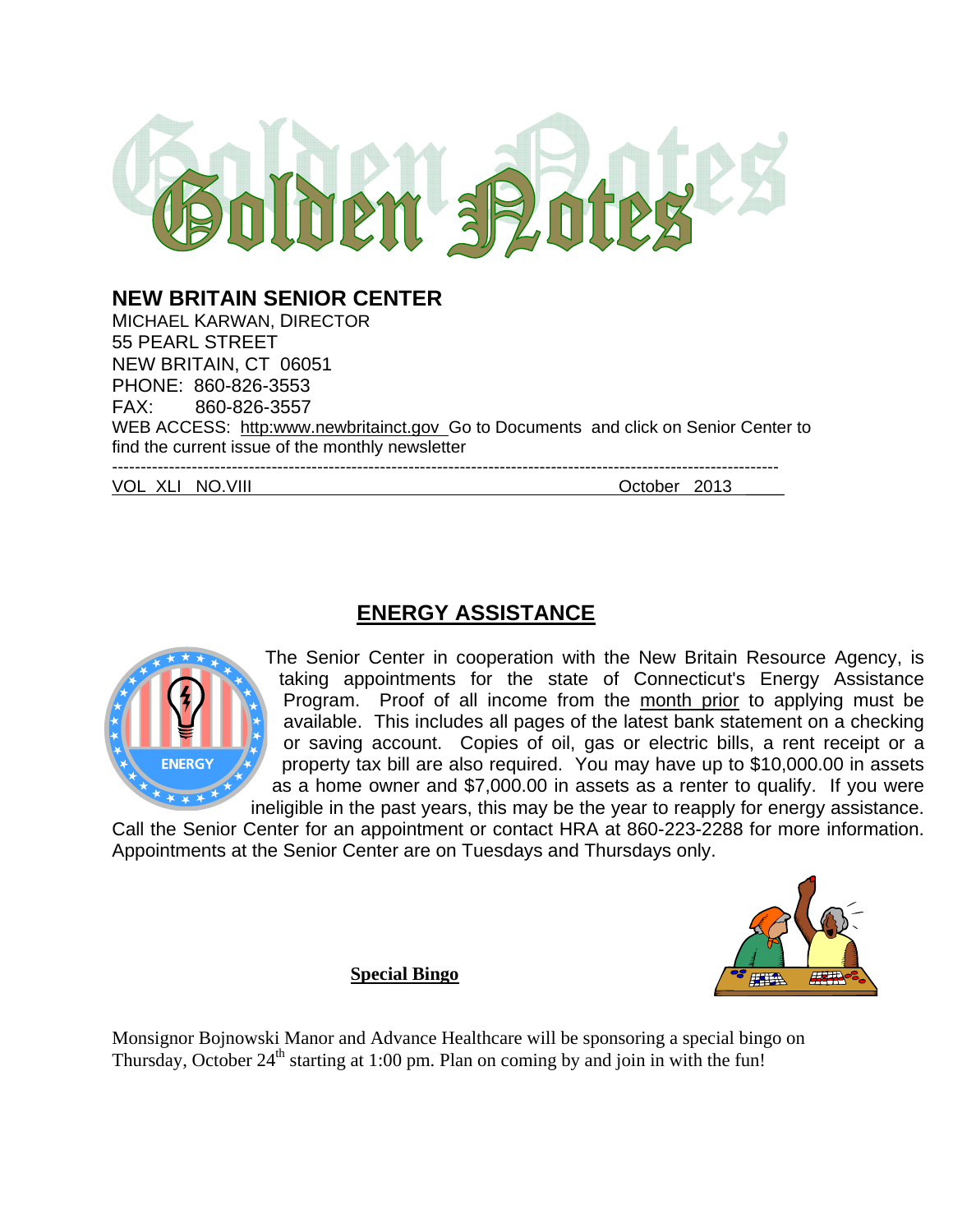# Golden Notes

## NEW BRITAIN SENIOR CENTER

MICHAEL KARWAN, DIRECTOR
55 PEARL STREET
NEW BRITAIN, CT 06051
PHONE: 860-826-3553
FAX: 860-826-3557
WEB ACCESS: http:www.newbritainct.gov Go to Documents and click on Senior Center to find the current issue of the monthly newsletter

VOL XLI NO.VIII October 2013

## ENERGY ASSISTANCE

The Senior Center in cooperation with the New Britain Resource Agency, is taking appointments for the state of Connecticut's Energy Assistance Program. Proof of all income from the month prior to applying must be available. This includes all pages of the latest bank statement on a checking or saving account. Copies of oil, gas or electric bills, a rent receipt or a property tax bill are also required. You may have up to $10,000.00 in assets as a home owner and $7,000.00 in assets as a renter to qualify. If you were ineligible in the past years, this may be the year to reapply for energy assistance. Call the Senior Center for an appointment or contact HRA at 860-223-2288 for more information. Appointments at the Senior Center are on Tuesdays and Thursdays only.

### Special Bingo

Monsignor Bojnowski Manor and Advance Healthcare will be sponsoring a special bingo on Thursday, October 24th starting at 1:00 pm. Plan on coming by and join in with the fun!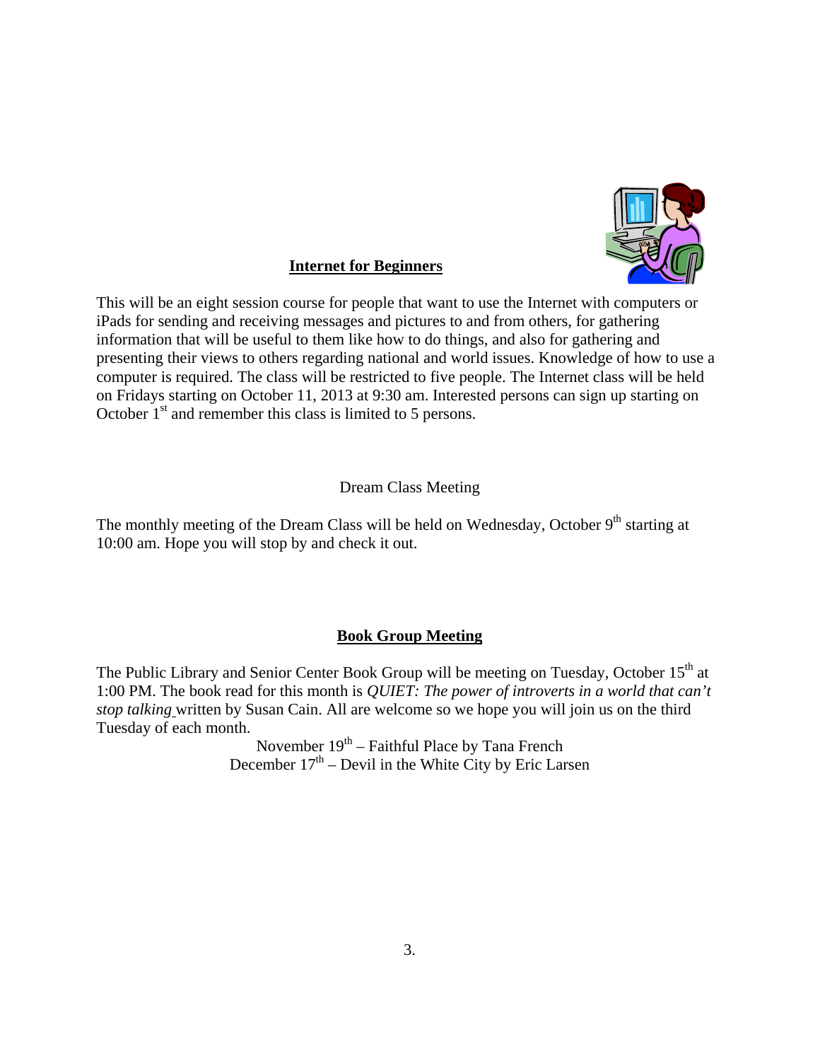## Internet for Beginners

This will be an eight session course for people that want to use the Internet with computers or iPads for sending and receiving messages and pictures to and from others, for gathering information that will be useful to them like how to do things, and also for gathering and presenting their views to others regarding national and world issues. Knowledge of how to use a computer is required. The class will be restricted to five people. The Internet class will be held on Fridays starting on October 11, 2013 at 9:30 am. Interested persons can sign up starting on October 1st and remember this class is limited to 5 persons.

Dream Class Meeting

The monthly meeting of the Dream Class will be held on Wednesday, October 9th starting at 10:00 am. Hope you will stop by and check it out.

## Book Group Meeting

The Public Library and Senior Center Book Group will be meeting on Tuesday, October 15th at 1:00 PM. The book read for this month is *QUIET: The power of introverts in a world that can't stop talking* written by Susan Cain. All are welcome so we hope you will join us on the third Tuesday of each month.

November 19th – Faithful Place by Tana French
December 17th – Devil in the White City by Eric Larsen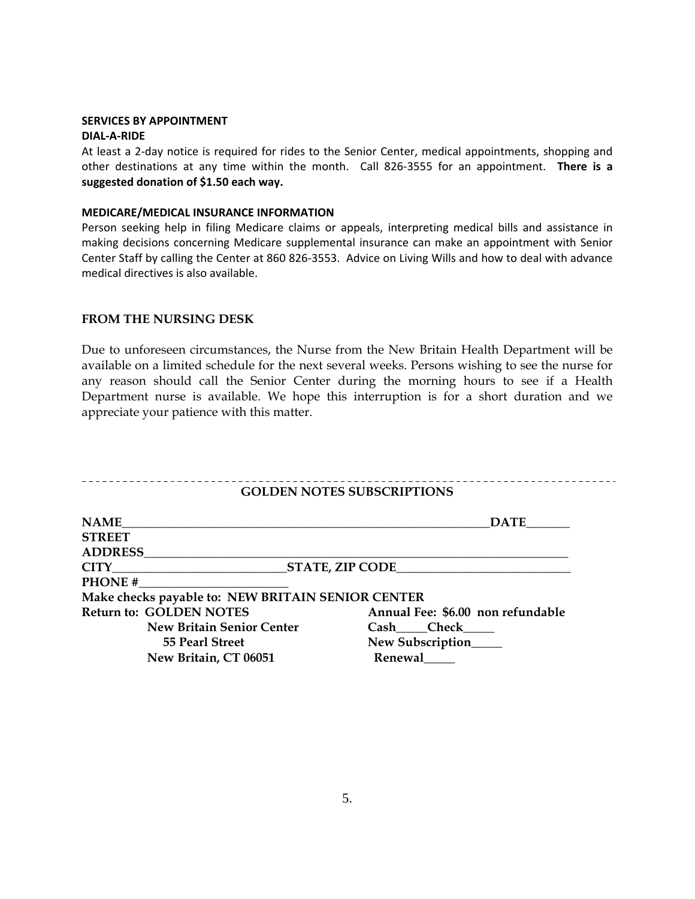**SERVICES BY APPOINTMENT**

**DIAL-A-RIDE**

At least a 2-day notice is required for rides to the Senior Center, medical appointments, shopping and other destinations at any time within the month. Call 826-3555 for an appointment. **There is a suggested donation of $1.50 each way.**

**MEDICARE/MEDICAL INSURANCE INFORMATION**

Person seeking help in filing Medicare claims or appeals, interpreting medical bills and assistance in making decisions concerning Medicare supplemental insurance can make an appointment with Senior Center Staff by calling the Center at 860 826-3553. Advice on Living Wills and how to deal with advance medical directives is also available.

**FROM THE NURSING DESK**

Due to unforeseen circumstances, the Nurse from the New Britain Health Department will be available on a limited schedule for the next several weeks. Persons wishing to see the nurse for any reason should call the Senior Center during the morning hours to see if a Health Department nurse is available. We hope this interruption is for a short duration and we appreciate your patience with this matter.

---

**GOLDEN NOTES SUBSCRIPTIONS**

**NAME**_______________________________________________________________**DATE**_______

**STREET ADDRESS**_____________________________________________________________________

**CITY**____________________________**STATE, ZIP CODE**____________________________

**PHONE #**_________________________

**Make checks payable to: NEW BRITAIN SENIOR CENTER**

**Return to: GOLDEN NOTES**
**New Britain Senior Center**
**55 Pearl Street**
**New Britain, CT 06051**

**Annual Fee: $6.00 non refundable**
**Cash**_____**Check**_____
**New Subscription**_____
**Renewal**_____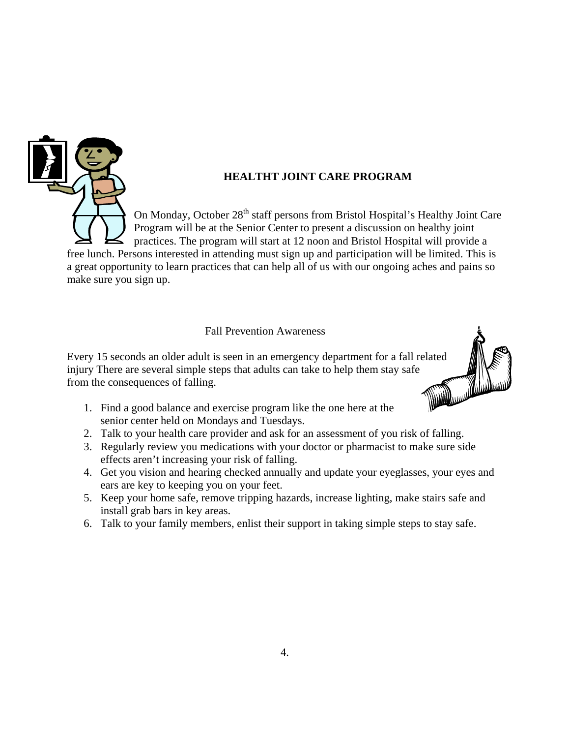## HEALTHT JOINT CARE PROGRAM

On Monday, October 28th staff persons from Bristol Hospital's Healthy Joint Care Program will be at the Senior Center to present a discussion on healthy joint practices. The program will start at 12 noon and Bristol Hospital will provide a free lunch. Persons interested in attending must sign up and participation will be limited. This is a great opportunity to learn practices that can help all of us with our ongoing aches and pains so make sure you sign up.

Fall Prevention Awareness

Every 15 seconds an older adult is seen in an emergency department for a fall related injury There are several simple steps that adults can take to help them stay safe from the consequences of falling.

1. Find a good balance and exercise program like the one here at the senior center held on Mondays and Tuesdays.
2. Talk to your health care provider and ask for an assessment of you risk of falling.
3. Regularly review you medications with your doctor or pharmacist to make sure side effects aren't increasing your risk of falling.
4. Get you vision and hearing checked annually and update your eyeglasses, your eyes and ears are key to keeping you on your feet.
5. Keep your home safe, remove tripping hazards, increase lighting, make stairs safe and install grab bars in key areas.
6. Talk to your family members, enlist their support in taking simple steps to stay safe.